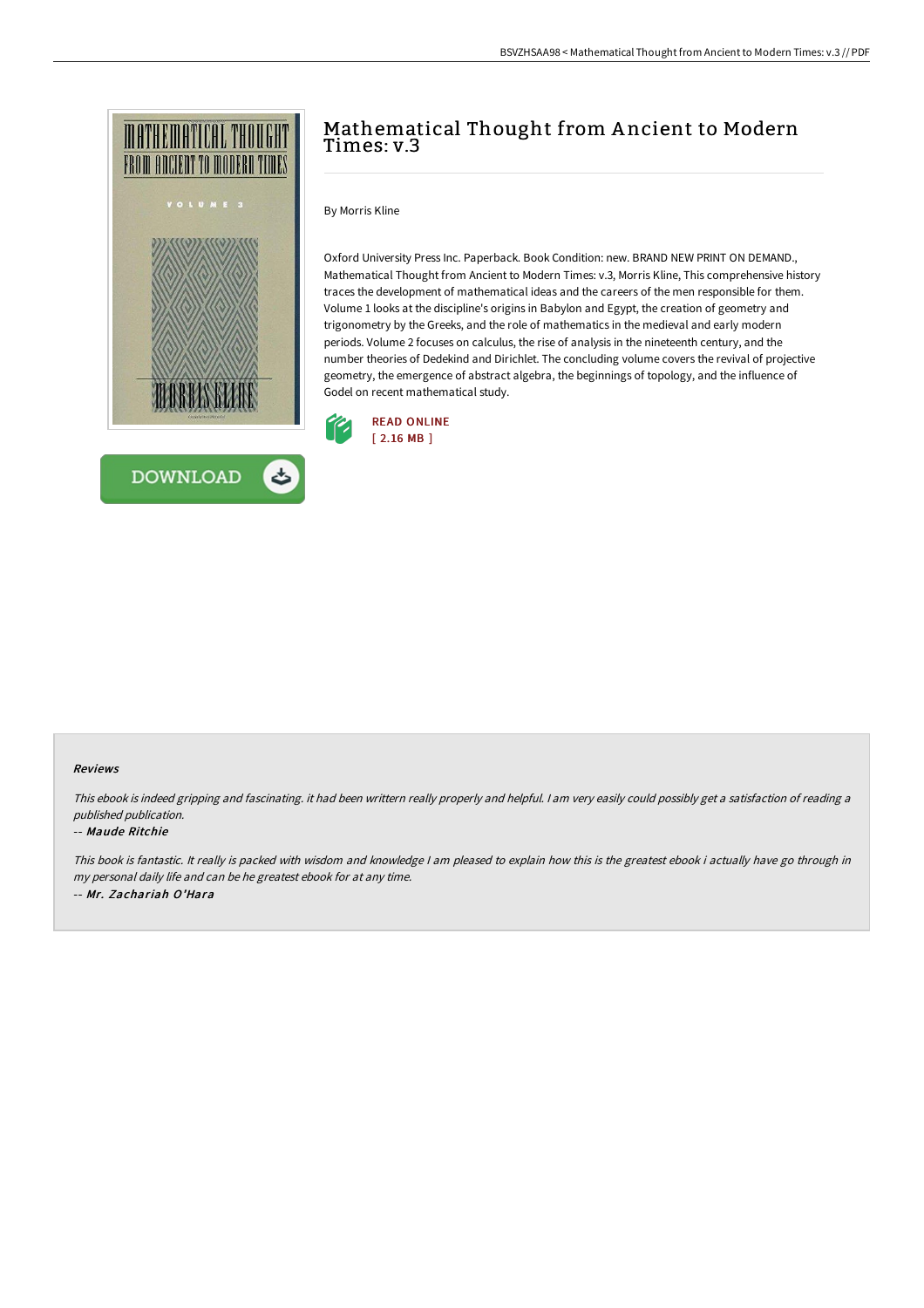# Mathematical Thought from Ancient to Modern Times: v.3

By Morris Kline

Oxford University Press Inc. Paperback. Book Condition: new. BRAND NEW PRINT ON DEMAND., Mathematical Thought from Ancient to Modern Times: v.3, Morris Kline, This comprehensive history traces the development of mathematical ideas and the careers of the men responsible for them. Volume 1 looks at the discipline's origins in Babylon and Egypt, the creation of geometry and trigonometry by the Greeks, and the role of mathematics in the medieval and early modern periods. Volume 2 focuses on calculus, the rise of analysis in the nineteenth century, and the number theories of Dedekind and Dirichlet. The concluding volume covers the revival of projective geometry, the emergence of abstract algebra, the beginnings of topology, and the influence of Godel on recent mathematical study.

READ ONLINE
[ 2.16 MB ]

DOWNLOAD

#### Reviews

*This ebook is indeed gripping and fascinating. it had been writtern really properly and helpful. I am very easily could possibly get a satisfaction of reading a published publication.*

-- *Maude Ritchie*

*This book is fantastic. It really is packed with wisdom and knowledge I am pleased to explain how this is the greatest ebook i actually have go through in my personal daily life and can be he greatest ebook for at any time.*

-- *Mr. Zachariah O'Hara*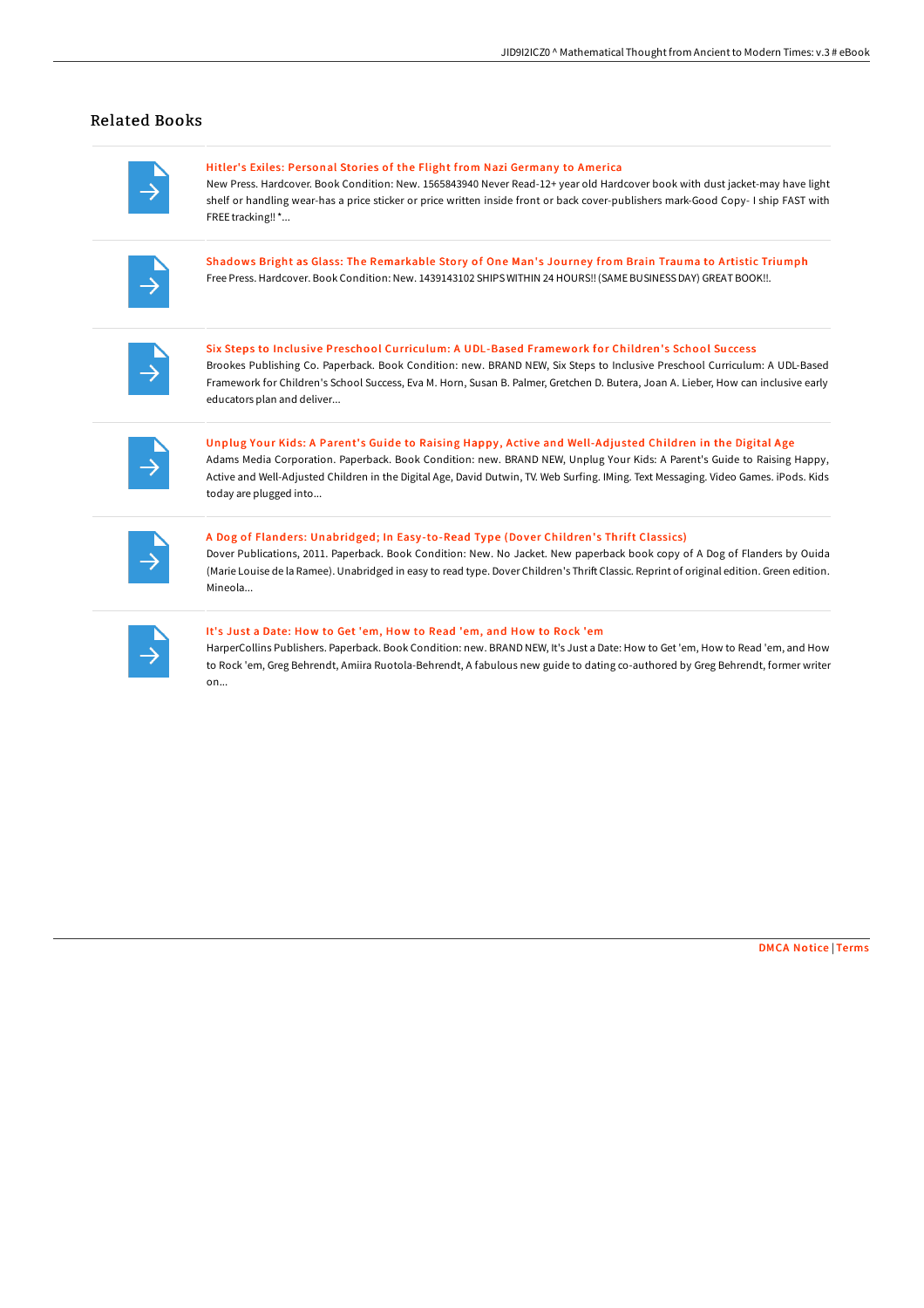## Related Books

### Hitler's Exiles: Personal Stories of the Flight from Nazi Germany to America

New Press. Hardcover. Book Condition: New. 1565843940 Never Read-12+ year old Hardcover book with dust jacket-may have light shelf or handling wear-has a price sticker or price written inside front or back cover-publishers mark-Good Copy- I ship FAST with FREE tracking!! *...

### Shadows Bright as Glass: The Remarkable Story of One Man's Journey from Brain Trauma to Artistic Triumph

Free Press. Hardcover. Book Condition: New. 1439143102 SHIPS WITHIN 24 HOURS!! (SAME BUSINESS DAY) GREAT BOOK!!.

### Six Steps to Inclusive Preschool Curriculum: A UDL-Based Framework for Children's School Success

Brookes Publishing Co. Paperback. Book Condition: new. BRAND NEW, Six Steps to Inclusive Preschool Curriculum: A UDL-Based Framework for Children's School Success, Eva M. Horn, Susan B. Palmer, Gretchen D. Butera, Joan A. Lieber, How can inclusive early educators plan and deliver...

### Unplug Your Kids: A Parent's Guide to Raising Happy, Active and Well-Adjusted Children in the Digital Age

Adams Media Corporation. Paperback. Book Condition: new. BRAND NEW, Unplug Your Kids: A Parent's Guide to Raising Happy, Active and Well-Adjusted Children in the Digital Age, David Dutwin, TV. Web Surfing. IMing. Text Messaging. Video Games. iPods. Kids today are plugged into...

### A Dog of Flanders: Unabridged; In Easy-to-Read Type (Dover Children's Thrift Classics)

Dover Publications, 2011. Paperback. Book Condition: New. No Jacket. New paperback book copy of A Dog of Flanders by Ouida (Marie Louise de la Ramee). Unabridged in easy to read type. Dover Children's Thrift Classic. Reprint of original edition. Green edition. Mineola...

### It's Just a Date: How to Get 'em, How to Read 'em, and How to Rock 'em

HarperCollins Publishers. Paperback. Book Condition: new. BRAND NEW, It's Just a Date: How to Get 'em, How to Read 'em, and How to Rock 'em, Greg Behrendt, Amiira Ruotola-Behrendt, A fabulous new guide to dating co-authored by Greg Behrendt, former writer on...

DMCA Notice | Terms